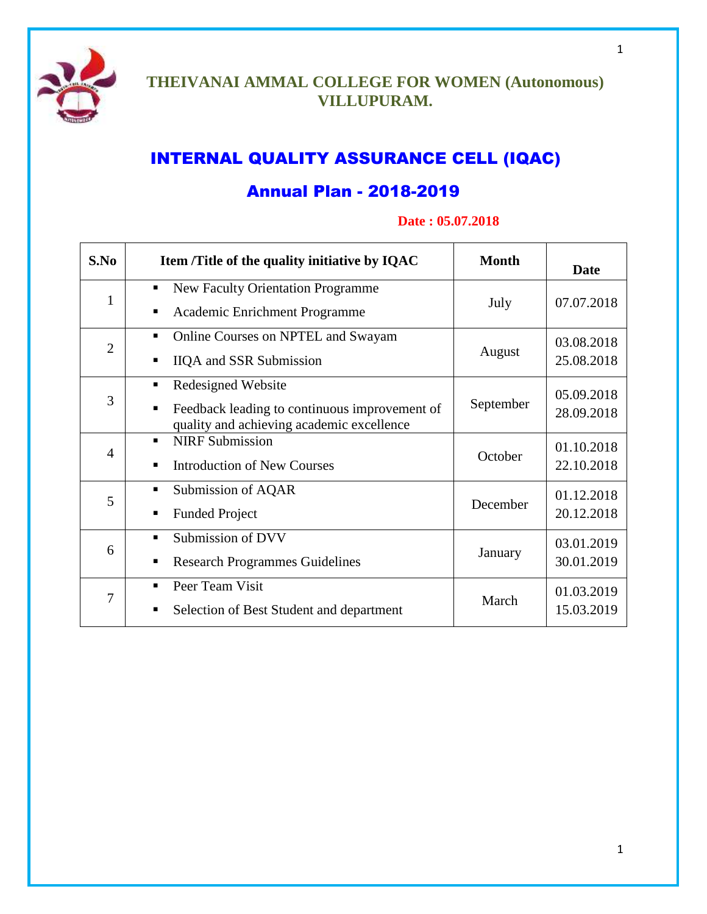# THEIVANAI AMMAL COLLEGE FOR WOMEN (Autonomous) VILLUPURAM.

## INTERNAL QUALITY ASSURANCE CELL (IQAC)

## Annual Plan - 2018-2019

**Date : 05.07.2018**

| S.No | Item /Title of the quality initiative by IQAC | Month | Date |
|---|---|---|---|
| 1 | ▪ New Faculty Orientation Programme<br>▪ Academic Enrichment Programme | July | 07.07.2018 |
| 2 | ▪ Online Courses on NPTEL and Swayam<br>▪ IIQA and SSR Submission | August | 03.08.2018<br>25.08.2018 |
| 3 | ▪ Redesigned Website<br>▪ Feedback leading to continuous improvement of quality and achieving academic excellence | September | 05.09.2018<br>28.09.2018 |
| 4 | ▪ NIRF Submission<br>▪ Introduction of New Courses | October | 01.10.2018<br>22.10.2018 |
| 5 | ▪ Submission of AQAR<br>▪ Funded Project | December | 01.12.2018<br>20.12.2018 |
| 6 | ▪ Submission of DVV<br>▪ Research Programmes Guidelines | January | 03.01.2019<br>30.01.2019 |
| 7 | ▪ Peer Team Visit<br>▪ Selection of Best Student and department | March | 01.03.2019<br>15.03.2019 |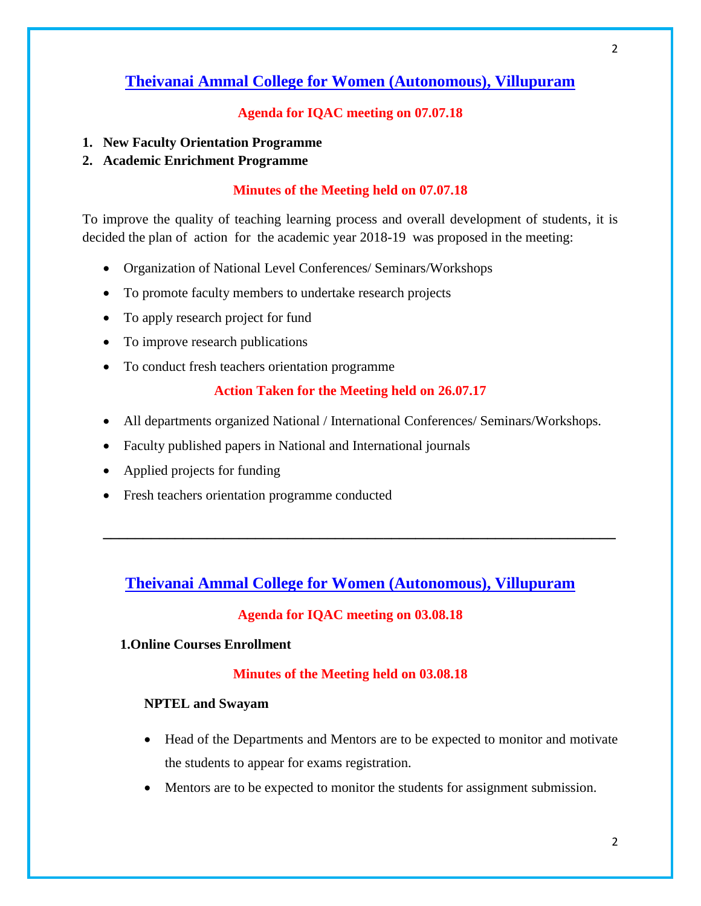## Theivanai Ammal College for Women (Autonomous), Villupuram

### Agenda for IQAC meeting on 07.07.18

1. **New Faculty Orientation Programme**
2. **Academic Enrichment Programme**

### Minutes of the Meeting held on 07.07.18

To improve the quality of teaching learning process and overall development of students, it is decided the plan of action for the academic year 2018-19 was proposed in the meeting:

- Organization of National Level Conferences/ Seminars/Workshops
- To promote faculty members to undertake research projects
- To apply research project for fund
- To improve research publications
- To conduct fresh teachers orientation programme

### Action Taken for the Meeting held on 26.07.17

- All departments organized National / International Conferences/ Seminars/Workshops.
- Faculty published papers in National and International journals
- Applied projects for funding
- Fresh teachers orientation programme conducted

---

## Theivanai Ammal College for Women (Autonomous), Villupuram

### Agenda for IQAC meeting on 03.08.18

**1.Online Courses Enrollment**

### Minutes of the Meeting held on 03.08.18

**NPTEL and Swayam**

- Head of the Departments and Mentors are to be expected to monitor and motivate the students to appear for exams registration.
- Mentors are to be expected to monitor the students for assignment submission.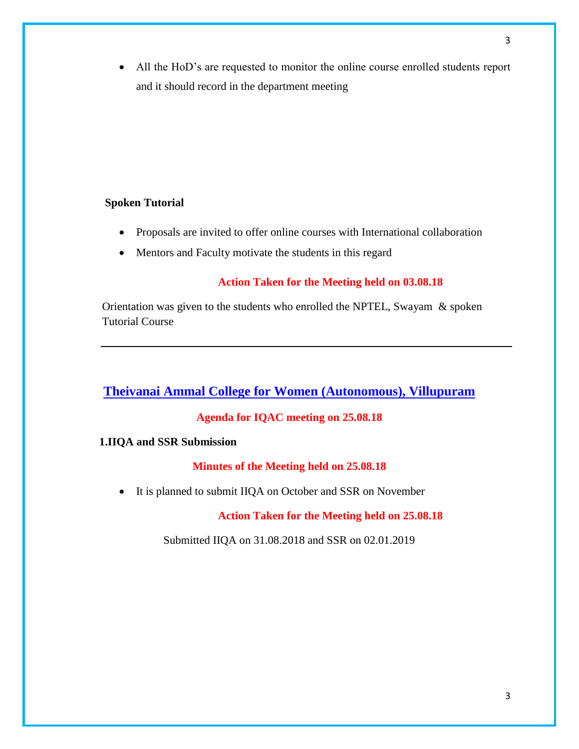- All the HoD's are requested to monitor the online course enrolled students report and it should record in the department meeting

**Spoken Tutorial**

- Proposals are invited to offer online courses with International collaboration
- Mentors and Faculty motivate the students in this regard

**Action Taken for the Meeting held on 03.08.18**

Orientation was given to the students who enrolled the NPTEL, Swayam & spoken Tutorial Course

---

## Theivanai Ammal College for Women (Autonomous), Villupuram

**Agenda for IQAC meeting on 25.08.18**

**1.IIQA and SSR Submission**

**Minutes of the Meeting held on 25.08.18**

- It is planned to submit IIQA on October and SSR on November

**Action Taken for the Meeting held on 25.08.18**

Submitted IIQA on 31.08.2018 and SSR on 02.01.2019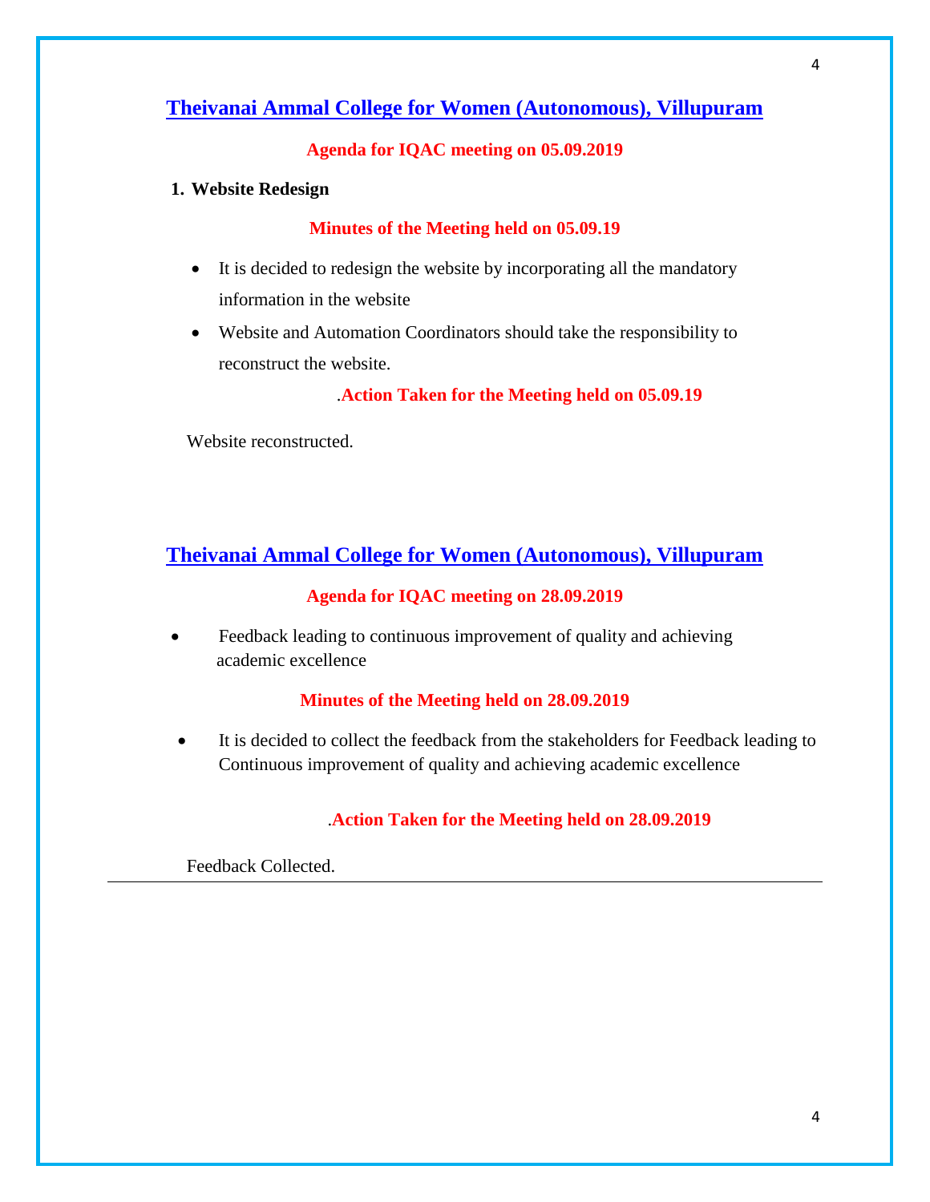## Theivanai Ammal College for Women (Autonomous), Villupuram

**Agenda for IQAC meeting on 05.09.2019**

1. **Website Redesign**

**Minutes of the Meeting held on 05.09.19**

- It is decided to redesign the website by incorporating all the mandatory information in the website
- Website and Automation Coordinators should take the responsibility to reconstruct the website.

.**Action Taken for the Meeting held on 05.09.19**

Website reconstructed.

## Theivanai Ammal College for Women (Autonomous), Villupuram

**Agenda for IQAC meeting on 28.09.2019**

- Feedback leading to continuous improvement of quality and achieving academic excellence

**Minutes of the Meeting held on 28.09.2019**

- It is decided to collect the feedback from the stakeholders for Feedback leading to Continuous improvement of quality and achieving academic excellence

.**Action Taken for the Meeting held on 28.09.2019**

Feedback Collected.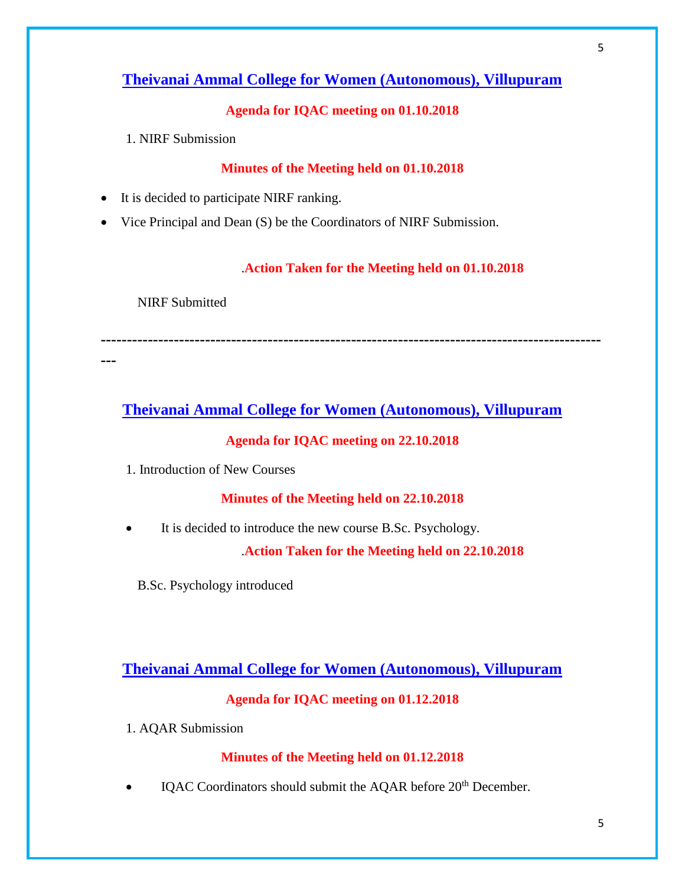## Theivanai Ammal College for Women (Autonomous), Villupuram

**Agenda for IQAC meeting on 01.10.2018**

1. NIRF Submission

**Minutes of the Meeting held on 01.10.2018**

- It is decided to participate NIRF ranking.
- Vice Principal and Dean (S) be the Coordinators of NIRF Submission.

.**Action Taken for the Meeting held on 01.10.2018**

NIRF Submitted

---

## Theivanai Ammal College for Women (Autonomous), Villupuram

**Agenda for IQAC meeting on 22.10.2018**

1. Introduction of New Courses

**Minutes of the Meeting held on 22.10.2018**

- It is decided to introduce the new course B.Sc. Psychology.

.**Action Taken for the Meeting held on 22.10.2018**

B.Sc. Psychology introduced

## Theivanai Ammal College for Women (Autonomous), Villupuram

**Agenda for IQAC meeting on 01.12.2018**

1. AQAR Submission

**Minutes of the Meeting held on 01.12.2018**

- IQAC Coordinators should submit the AQAR before 20th December.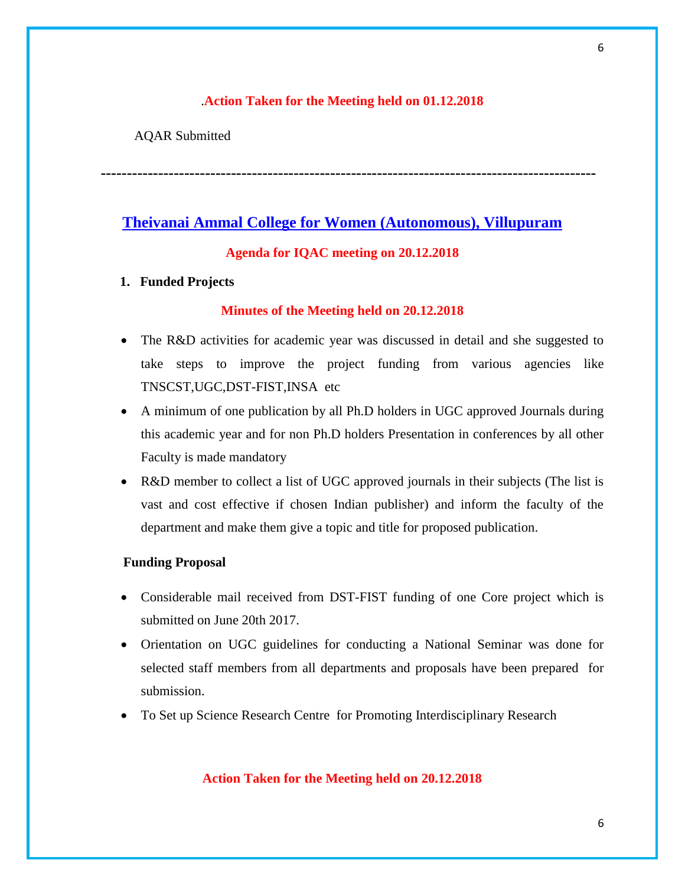### .Action Taken for the Meeting held on 01.12.2018

AQAR Submitted

---

## Theivanai Ammal College for Women (Autonomous), Villupuram

### Agenda for IQAC meeting on 20.12.2018

1. **Funded Projects**

### Minutes of the Meeting held on 20.12.2018

- The R&D activities for academic year was discussed in detail and she suggested to take steps to improve the project funding from various agencies like TNSCST,UGC,DST-FIST,INSA etc
- A minimum of one publication by all Ph.D holders in UGC approved Journals during this academic year and for non Ph.D holders Presentation in conferences by all other Faculty is made mandatory
- R&D member to collect a list of UGC approved journals in their subjects (The list is vast and cost effective if chosen Indian publisher) and inform the faculty of the department and make them give a topic and title for proposed publication.

**Funding Proposal**

- Considerable mail received from DST-FIST funding of one Core project which is submitted on June 20th 2017.
- Orientation on UGC guidelines for conducting a National Seminar was done for selected staff members from all departments and proposals have been prepared for submission.
- To Set up Science Research Centre for Promoting Interdisciplinary Research

### Action Taken for the Meeting held on 20.12.2018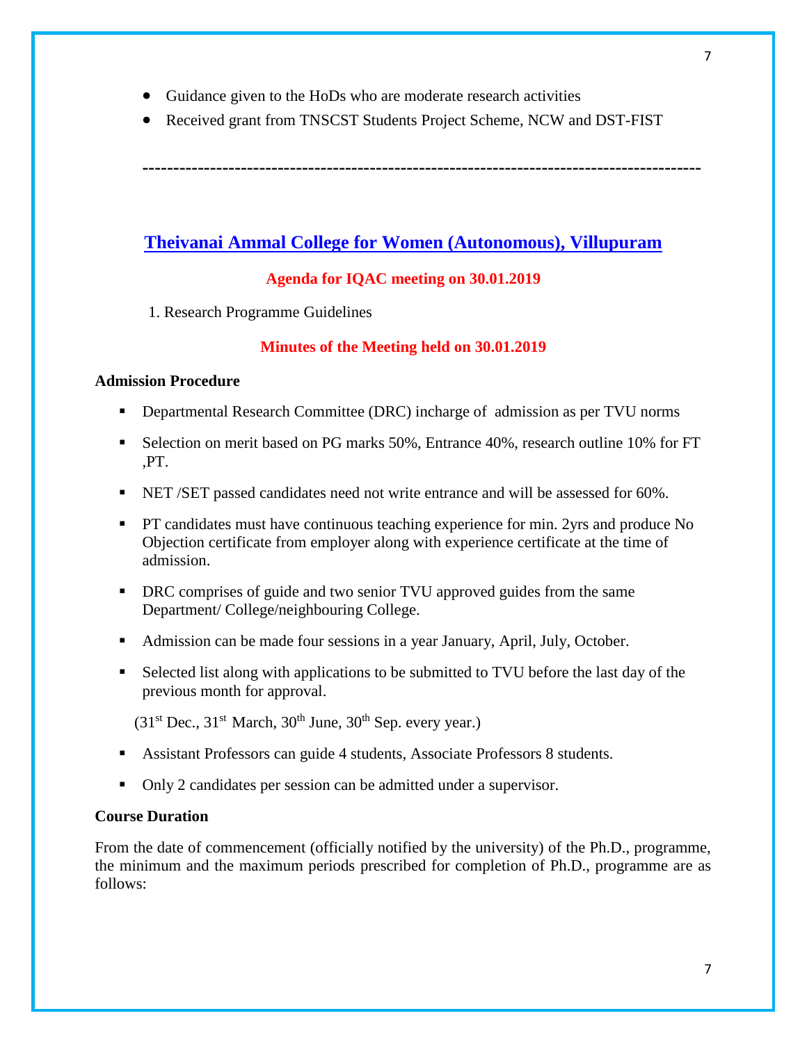- Guidance given to the HoDs who are moderate research activities
- Received grant from TNSCST Students Project Scheme, NCW and DST-FIST

---

## Theivanai Ammal College for Women (Autonomous), Villupuram

### Agenda for IQAC meeting on 30.01.2019

1. Research Programme Guidelines

### Minutes of the Meeting held on 30.01.2019

**Admission Procedure**

- Departmental Research Committee (DRC) incharge of admission as per TVU norms
- Selection on merit based on PG marks 50%, Entrance 40%, research outline 10% for FT ,PT.
- NET /SET passed candidates need not write entrance and will be assessed for 60%.
- PT candidates must have continuous teaching experience for min. 2yrs and produce No Objection certificate from employer along with experience certificate at the time of admission.
- DRC comprises of guide and two senior TVU approved guides from the same Department/ College/neighbouring College.
- Admission can be made four sessions in a year January, April, July, October.
- Selected list along with applications to be submitted to TVU before the last day of the previous month for approval.

  (31st Dec., 31st March, 30th June, 30th Sep. every year.)

- Assistant Professors can guide 4 students, Associate Professors 8 students.
- Only 2 candidates per session can be admitted under a supervisor.

**Course Duration**

From the date of commencement (officially notified by the university) of the Ph.D., programme, the minimum and the maximum periods prescribed for completion of Ph.D., programme are as follows: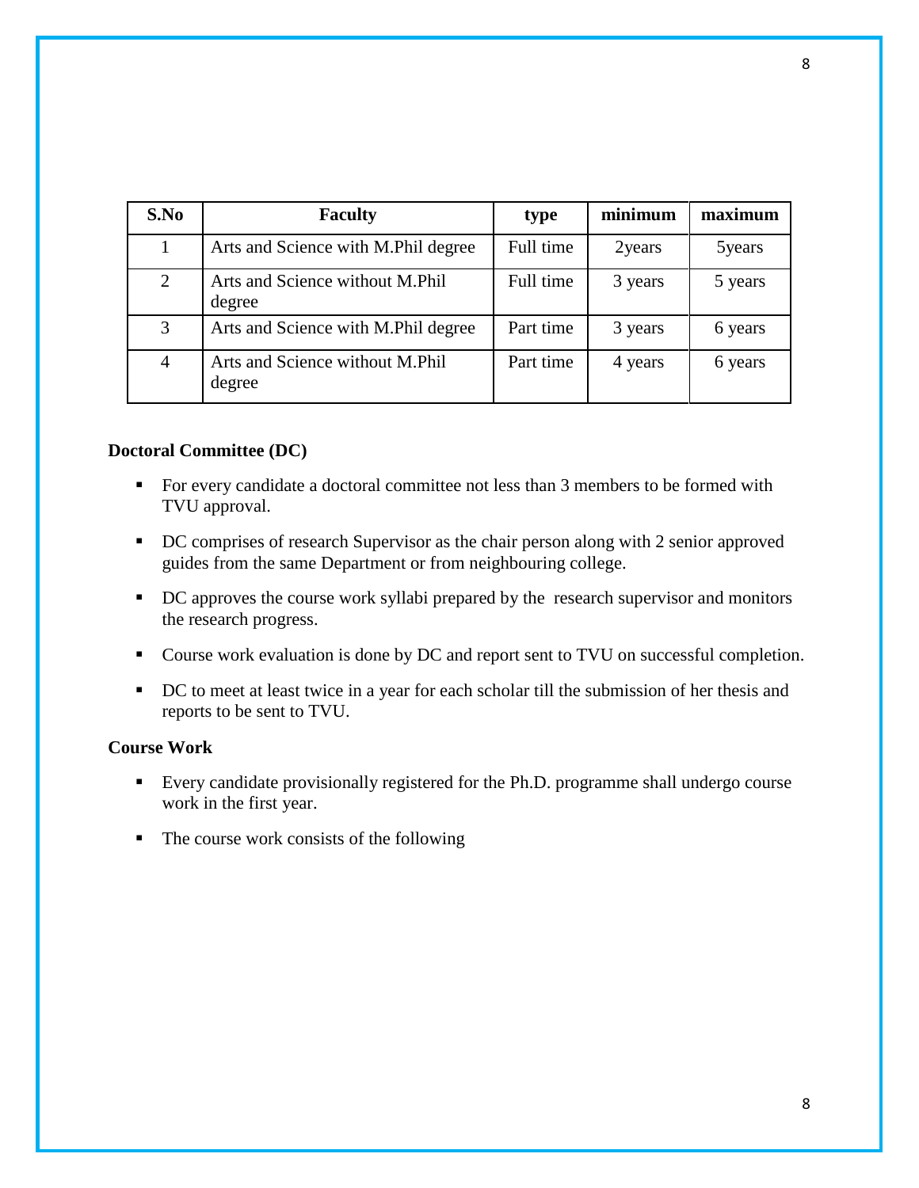| S.No | Faculty | type | minimum | maximum |
|---|---|---|---|---|
| 1 | Arts and Science with M.Phil degree | Full time | 2years | 5years |
| 2 | Arts and Science without M.Phil degree | Full time | 3 years | 5 years |
| 3 | Arts and Science with M.Phil degree | Part time | 3 years | 6 years |
| 4 | Arts and Science without M.Phil degree | Part time | 4 years | 6 years |

**Doctoral Committee (DC)**

- For every candidate a doctoral committee not less than 3 members to be formed with TVU approval.
- DC comprises of research Supervisor as the chair person along with 2 senior approved guides from the same Department or from neighbouring college.
- DC approves the course work syllabi prepared by the research supervisor and monitors the research progress.
- Course work evaluation is done by DC and report sent to TVU on successful completion.
- DC to meet at least twice in a year for each scholar till the submission of her thesis and reports to be sent to TVU.

**Course Work**

- Every candidate provisionally registered for the Ph.D. programme shall undergo course work in the first year.
- The course work consists of the following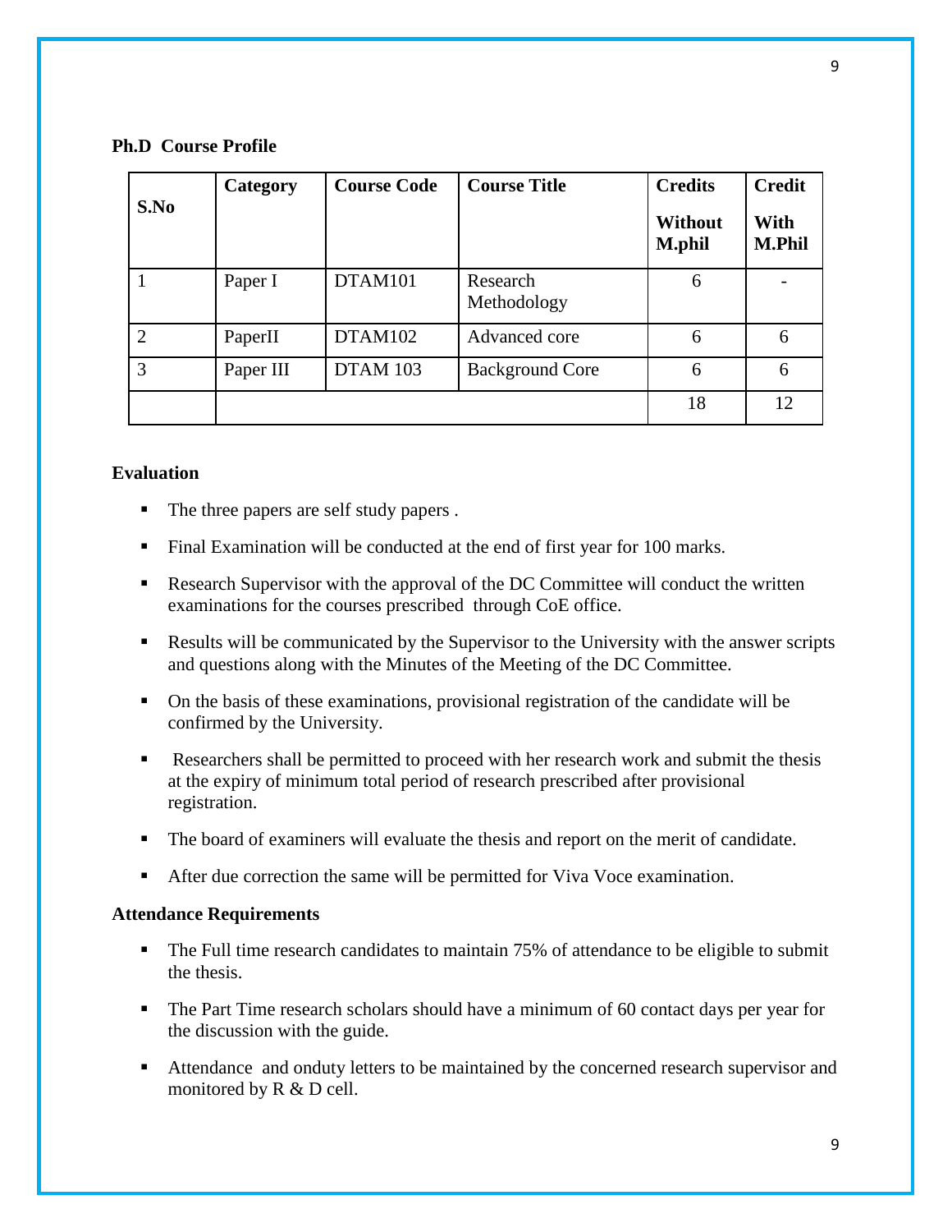**Ph.D Course Profile**

| S.No | Category | Course Code | Course Title | Credits Without M.phil | Credit With M.Phil |
|---|---|---|---|---|---|
| 1 | Paper I | DTAM101 | Research Methodology | 6 | - |
| 2 | PaperII | DTAM102 | Advanced core | 6 | 6 |
| 3 | Paper III | DTAM 103 | Background Core | 6 | 6 |
| | | | | 18 | 12 |

**Evaluation**

- The three papers are self study papers .
- Final Examination will be conducted at the end of first year for 100 marks.
- Research Supervisor with the approval of the DC Committee will conduct the written examinations for the courses prescribed through CoE office.
- Results will be communicated by the Supervisor to the University with the answer scripts and questions along with the Minutes of the Meeting of the DC Committee.
- On the basis of these examinations, provisional registration of the candidate will be confirmed by the University.
- Researchers shall be permitted to proceed with her research work and submit the thesis at the expiry of minimum total period of research prescribed after provisional registration.
- The board of examiners will evaluate the thesis and report on the merit of candidate.
- After due correction the same will be permitted for Viva Voce examination.

**Attendance Requirements**

- The Full time research candidates to maintain 75% of attendance to be eligible to submit the thesis.
- The Part Time research scholars should have a minimum of 60 contact days per year for the discussion with the guide.
- Attendance and onduty letters to be maintained by the concerned research supervisor and monitored by R & D cell.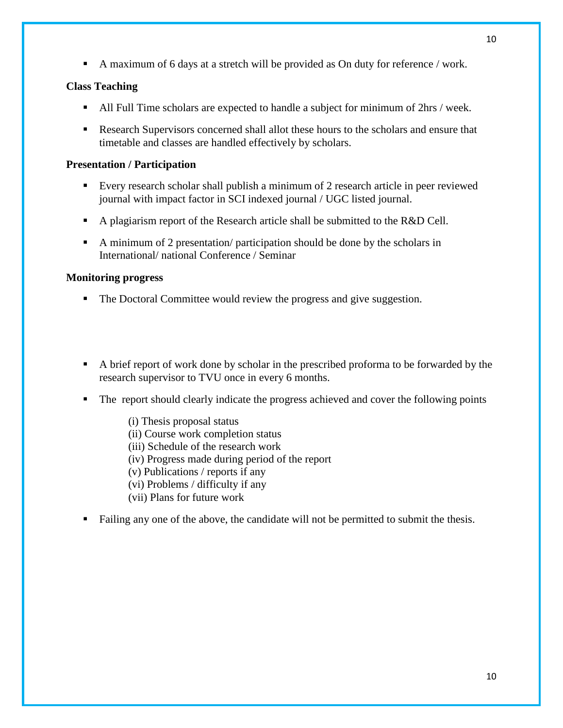- A maximum of 6 days at a stretch will be provided as On duty for reference / work.

**Class Teaching**

- All Full Time scholars are expected to handle a subject for minimum of 2hrs / week.
- Research Supervisors concerned shall allot these hours to the scholars and ensure that timetable and classes are handled effectively by scholars.

**Presentation / Participation**

- Every research scholar shall publish a minimum of 2 research article in peer reviewed journal with impact factor in SCI indexed journal / UGC listed journal.
- A plagiarism report of the Research article shall be submitted to the R&D Cell.
- A minimum of 2 presentation/ participation should be done by the scholars in International/ national Conference / Seminar

**Monitoring progress**

- The Doctoral Committee would review the progress and give suggestion.
- A brief report of work done by scholar in the prescribed proforma to be forwarded by the research supervisor to TVU once in every 6 months.
- The report should clearly indicate the progress achieved and cover the following points

  (i) Thesis proposal status
  (ii) Course work completion status
  (iii) Schedule of the research work
  (iv) Progress made during period of the report
  (v) Publications / reports if any
  (vi) Problems / difficulty if any
  (vii) Plans for future work

- Failing any one of the above, the candidate will not be permitted to submit the thesis.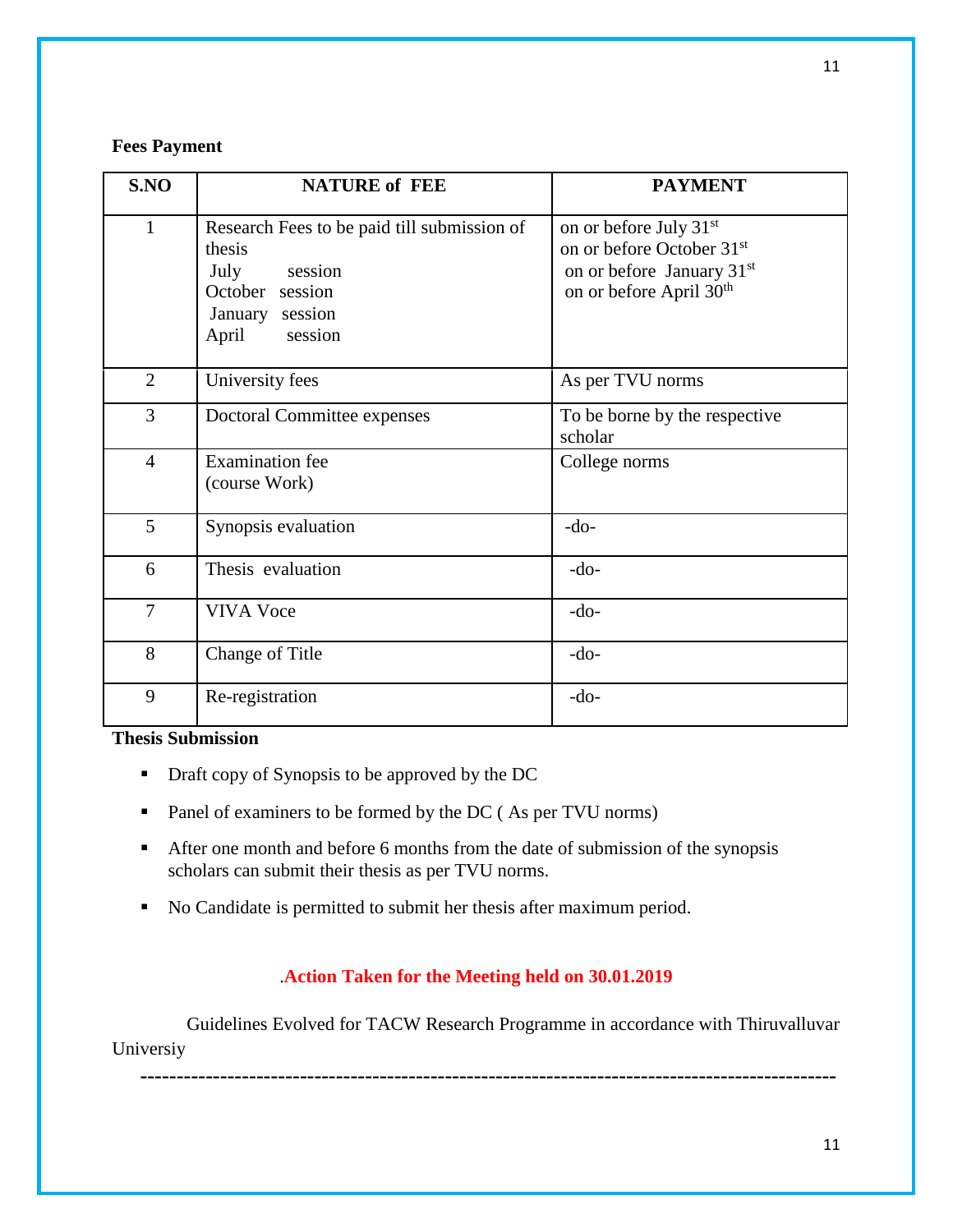**Fees Payment**

| S.NO | NATURE of FEE | PAYMENT |
|---|---|---|
| 1 | Research Fees to be paid till submission of thesis<br>July session<br>October session<br>January session<br>April session | on or before July 31st<br>on or before October 31st<br>on or before January 31st<br>on or before April 30th |
| 2 | University fees | As per TVU norms |
| 3 | Doctoral Committee expenses | To be borne by the respective scholar |
| 4 | Examination fee<br>(course Work) | College norms |
| 5 | Synopsis evaluation | -do- |
| 6 | Thesis evaluation | -do- |
| 7 | VIVA Voce | -do- |
| 8 | Change of Title | -do- |
| 9 | Re-registration | -do- |

**Thesis Submission**

- Draft copy of Synopsis to be approved by the DC
- Panel of examiners to be formed by the DC ( As per TVU norms)
- After one month and before 6 months from the date of submission of the synopsis scholars can submit their thesis as per TVU norms.
- No Candidate is permitted to submit her thesis after maximum period.

**.Action Taken for the Meeting held on 30.01.2019**

Guidelines Evolved for TACW Research Programme in accordance with Thiruvalluvar Universiy

---------------------------------------------------------------------------------------------------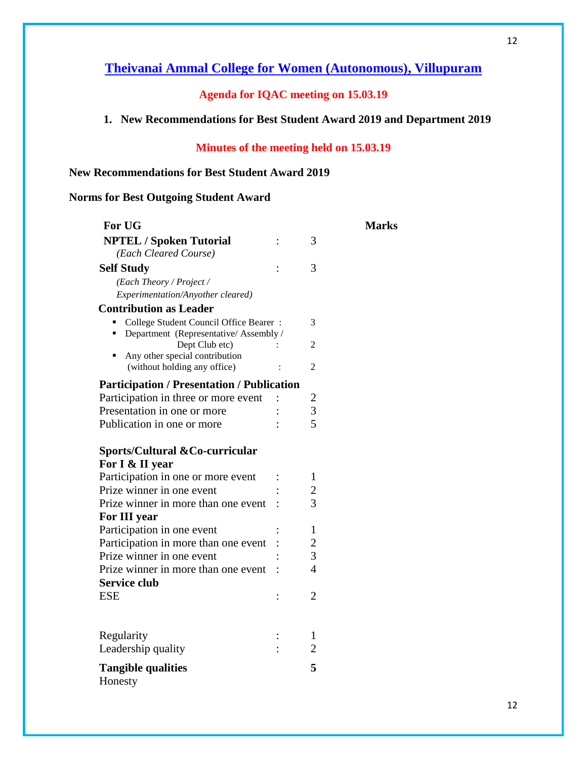# Theivanai Ammal College for Women (Autonomous), Villupuram

### Agenda for IQAC meeting on 15.03.19

1. **New Recommendations for Best Student Award 2019 and Department 2019**

### Minutes of the meeting held on 15.03.19

**New Recommendations for Best Student Award 2019**

**Norms for Best Outgoing Student Award**

| **For UG** | | **Marks** |
|---|---|---|
| **NPTEL / Spoken Tutorial** *(Each Cleared Course)* | : | 3 |
| **Self Study** *(Each Theory / Project / Experimentation/Anyother cleared)* | : | 3 |
| **Contribution as Leader** | | |
| ▪ College Student Council Office Bearer | : | 3 |
| ▪ Department (Representative/ Assembly / Dept Club etc) | : | 2 |
| ▪ Any other special contribution (without holding any office) | : | 2 |
| **Participation / Presentation / Publication** | | |
| Participation in three or more event | : | 2 |
| Presentation in one or more | : | 3 |
| Publication in one or more | : | 5 |
| **Sports/Cultural &Co-curricular** | | |
| **For I & II year** | | |
| Participation in one or more event | : | 1 |
| Prize winner in one event | : | 2 |
| Prize winner in more than one event | : | 3 |
| **For III year** | | |
| Participation in one event | : | 1 |
| Participation in more than one event | : | 2 |
| Prize winner in one event | : | 3 |
| Prize winner in more than one event | : | 4 |
| **Service club** | | |
| ESE | : | 2 |
| Regularity | : | 1 |
| Leadership quality | : | 2 |
| **Tangible qualities** | | **5** |
| Honesty | | |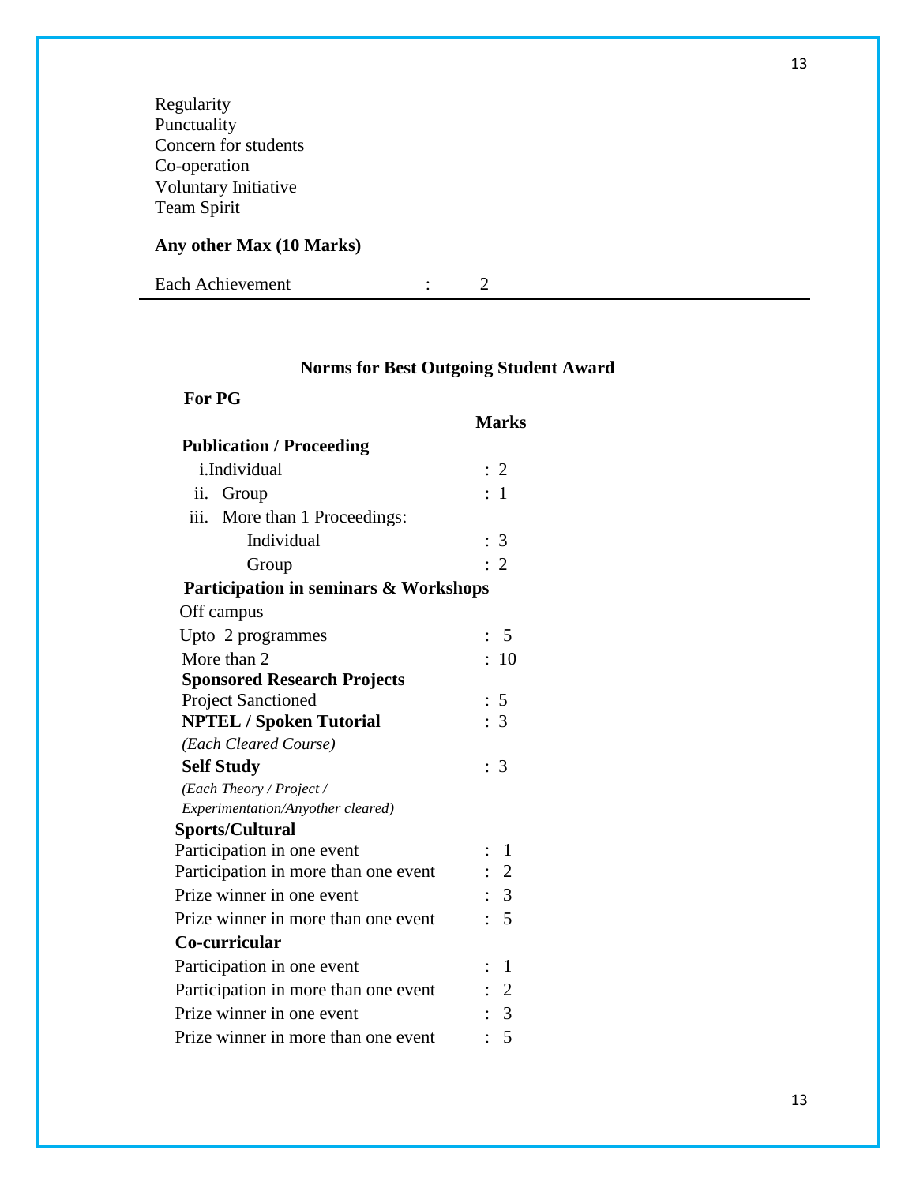Regularity
Punctuality
Concern for students
Co-operation
Voluntary Initiative
Team Spirit

**Any other Max (10 Marks)**

Each Achievement : 2

---

### Norms for Best Outgoing Student Award

**For PG**

| | **Marks** |
|---|---|
| **Publication / Proceeding** | |
| i. Individual | : 2 |
| ii. Group | : 1 |
| iii. More than 1 Proceedings: | |
| Individual | : 3 |
| Group | : 2 |
| **Participation in seminars & Workshops** | |
| Off campus | |
| Upto 2 programmes | : 5 |
| More than 2 | : 10 |
| **Sponsored Research Projects** | |
| Project Sanctioned | : 5 |
| **NPTEL / Spoken Tutorial** | : 3 |
| *(Each Cleared Course)* | |
| **Self Study** | : 3 |
| *(Each Theory / Project / Experimentation/Anyother cleared)* | |
| **Sports/Cultural** | |
| Participation in one event | : 1 |
| Participation in more than one event | : 2 |
| Prize winner in one event | : 3 |
| Prize winner in more than one event | : 5 |
| **Co-curricular** | |
| Participation in one event | : 1 |
| Participation in more than one event | : 2 |
| Prize winner in one event | : 3 |
| Prize winner in more than one event | : 5 |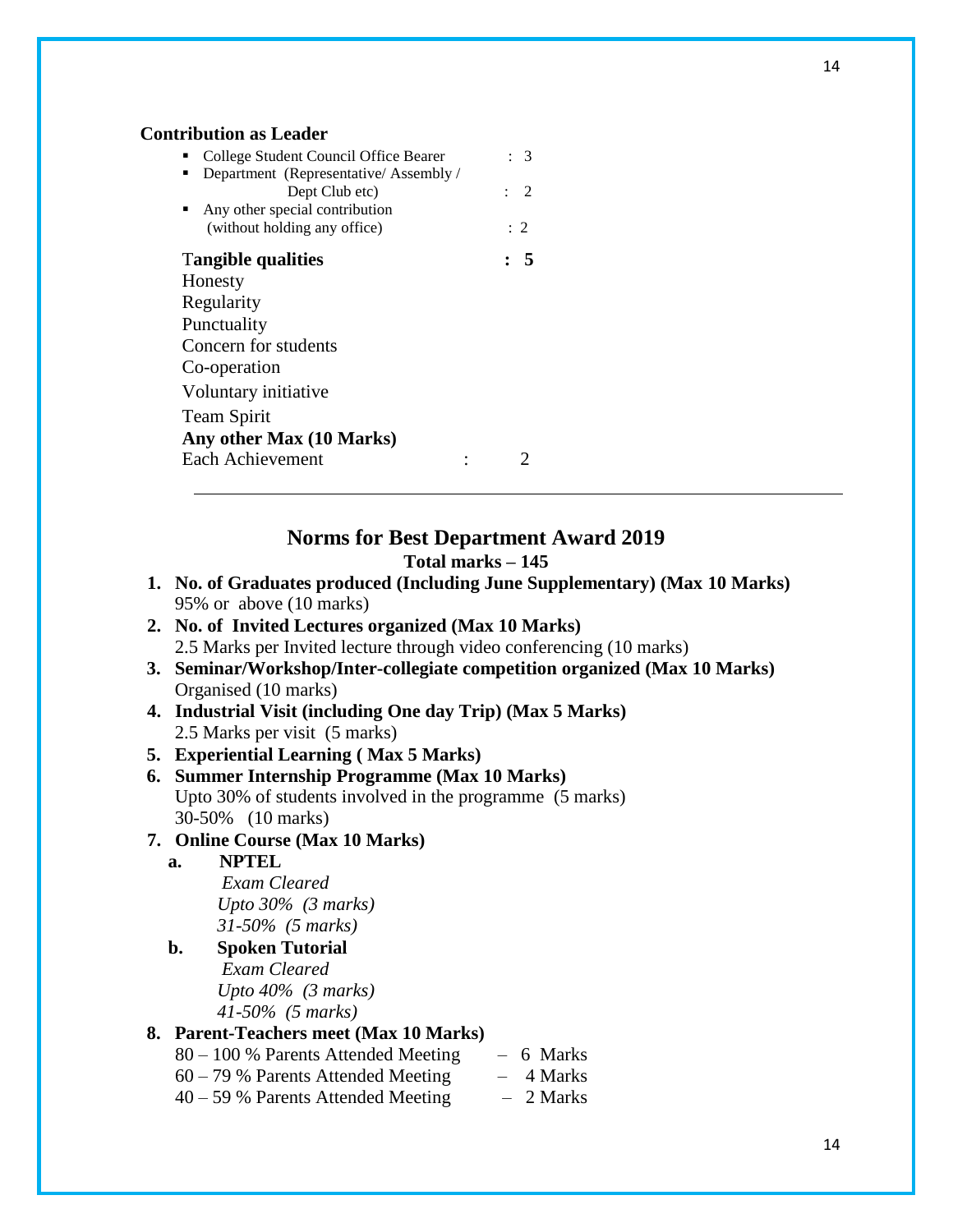**Contribution as Leader**

- College Student Council Office Bearer : 3
- Department (Representative/ Assembly / Dept Club etc) : 2
- Any other special contribution (without holding any office) : 2

**Tangible qualities : 5**

Honesty

Regularity

Punctuality

Concern for students

Co-operation

Voluntary initiative

Team Spirit

**Any other Max (10 Marks)**

Each Achievement : 2

---

## Norms for Best Department Award 2019

**Total marks – 145**

1. **No. of Graduates produced (Including June Supplementary) (Max 10 Marks)**
   95% or above (10 marks)
2. **No. of Invited Lectures organized (Max 10 Marks)**
   2.5 Marks per Invited lecture through video conferencing (10 marks)
3. **Seminar/Workshop/Inter-collegiate competition organized (Max 10 Marks)**
   Organised (10 marks)
4. **Industrial Visit (including One day Trip) (Max 5 Marks)**
   2.5 Marks per visit (5 marks)
5. **Experiential Learning ( Max 5 Marks)**
6. **Summer Internship Programme (Max 10 Marks)**
   Upto 30% of students involved in the programme (5 marks)
   30-50% (10 marks)
7. **Online Course (Max 10 Marks)**
   a. **NPTEL**
      *Exam Cleared*
      *Upto 30% (3 marks)*
      *31-50% (5 marks)*
   b. **Spoken Tutorial**
      *Exam Cleared*
      *Upto 40% (3 marks)*
      *41-50% (5 marks)*
8. **Parent-Teachers meet (Max 10 Marks)**
   80 – 100 % Parents Attended Meeting – 6 Marks
   60 – 79 % Parents Attended Meeting – 4 Marks
   40 – 59 % Parents Attended Meeting – 2 Marks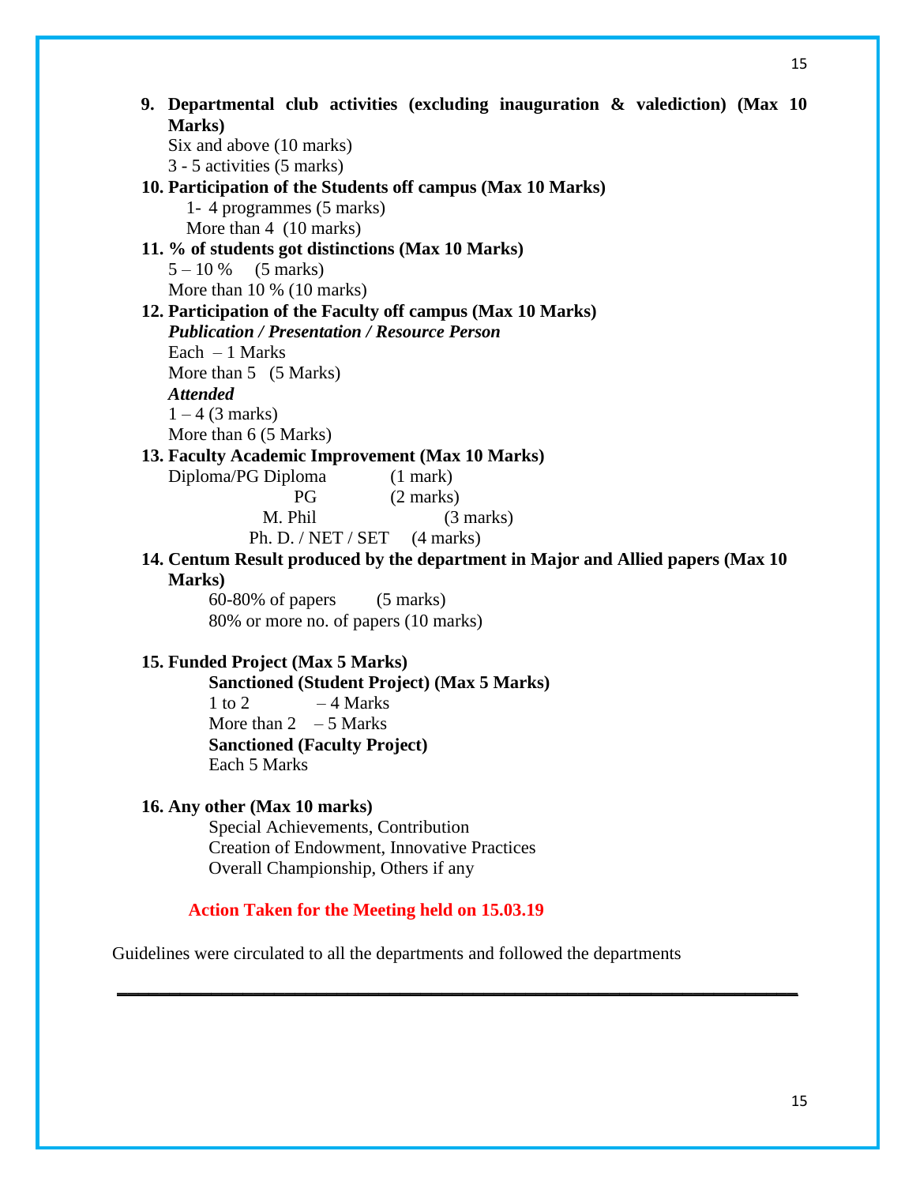9. **Departmental club activities (excluding inauguration & valediction) (Max 10 Marks)**
   Six and above (10 marks)
   3 - 5 activities (5 marks)
10. **Participation of the Students off campus (Max 10 Marks)**
    1- 4 programmes (5 marks)
    More than 4 (10 marks)
11. **% of students got distinctions (Max 10 Marks)**
    5 – 10 % (5 marks)
    More than 10 % (10 marks)
12. **Participation of the Faculty off campus (Max 10 Marks)**
    ***Publication / Presentation / Resource Person***
    Each – 1 Marks
    More than 5 (5 Marks)
    ***Attended***
    1 – 4 (3 marks)
    More than 6 (5 Marks)
13. **Faculty Academic Improvement (Max 10 Marks)**
    Diploma/PG Diploma (1 mark)
    PG (2 marks)
    M. Phil (3 marks)
    Ph. D. / NET / SET (4 marks)
14. **Centum Result produced by the department in Major and Allied papers (Max 10 Marks)**
    60-80% of papers (5 marks)
    80% or more no. of papers (10 marks)

15. **Funded Project (Max 5 Marks)**
    **Sanctioned (Student Project) (Max 5 Marks)**
    1 to 2 – 4 Marks
    More than 2 – 5 Marks
    **Sanctioned (Faculty Project)**
    Each 5 Marks

16. **Any other (Max 10 marks)**
    Special Achievements, Contribution
    Creation of Endowment, Innovative Practices
    Overall Championship, Others if any

**Action Taken for the Meeting held on 15.03.19**

Guidelines were circulated to all the departments and followed the departments

---